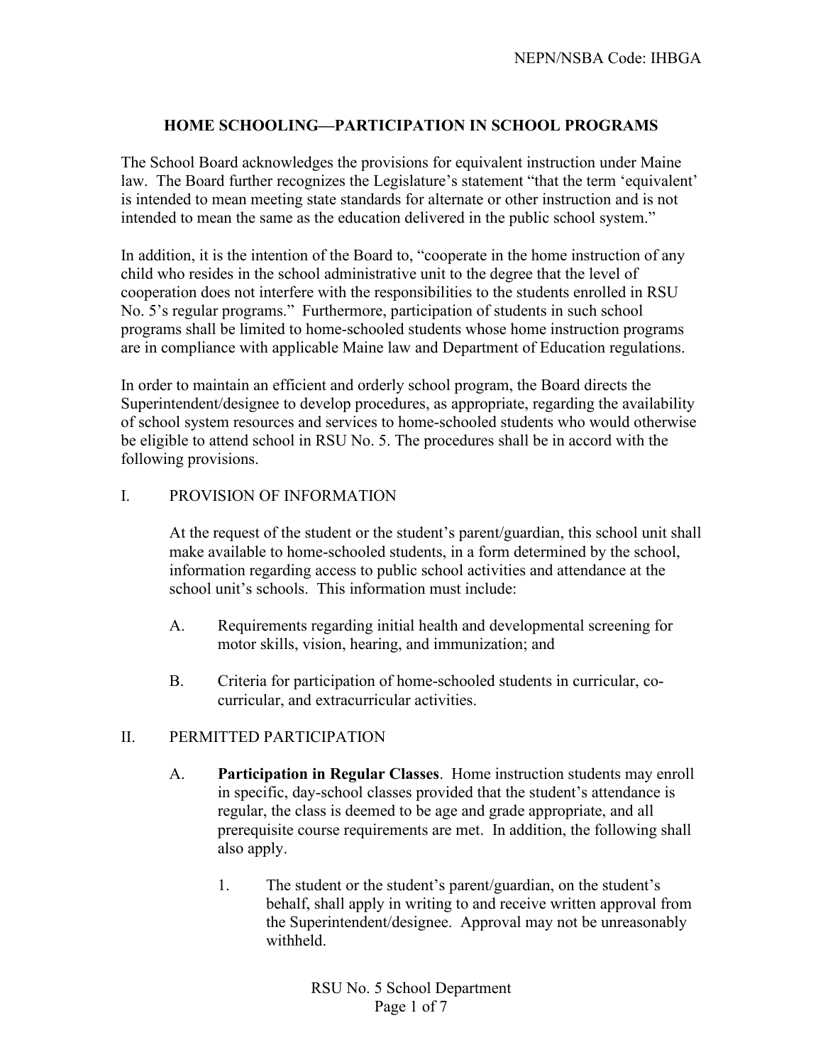NEPN/NSBA Code: IHBGA

# HOME SCHOOLING—PARTICIPATION IN SCHOOL PROGRAMS

The School Board acknowledges the provisions for equivalent instruction under Maine law. The Board further recognizes the Legislature's statement "that the term 'equivalent' is intended to mean meeting state standards for alternate or other instruction and is not intended to mean the same as the education delivered in the public school system."

In addition, it is the intention of the Board to, "cooperate in the home instruction of any child who resides in the school administrative unit to the degree that the level of cooperation does not interfere with the responsibilities to the students enrolled in RSU No. 5's regular programs." Furthermore, participation of students in such school programs shall be limited to home-schooled students whose home instruction programs are in compliance with applicable Maine law and Department of Education regulations.

In order to maintain an efficient and orderly school program, the Board directs the Superintendent/designee to develop procedures, as appropriate, regarding the availability of school system resources and services to home-schooled students who would otherwise be eligible to attend school in RSU No. 5. The procedures shall be in accord with the following provisions.

## I. PROVISION OF INFORMATION

At the request of the student or the student's parent/guardian, this school unit shall make available to home-schooled students, in a form determined by the school, information regarding access to public school activities and attendance at the school unit's schools. This information must include:

A. Requirements regarding initial health and developmental screening for motor skills, vision, hearing, and immunization; and

B. Criteria for participation of home-schooled students in curricular, co-curricular, and extracurricular activities.

## II. PERMITTED PARTICIPATION

A. **Participation in Regular Classes**. Home instruction students may enroll in specific, day-school classes provided that the student's attendance is regular, the class is deemed to be age and grade appropriate, and all prerequisite course requirements are met. In addition, the following shall also apply.

1. The student or the student's parent/guardian, on the student's behalf, shall apply in writing to and receive written approval from the Superintendent/designee. Approval may not be unreasonably withheld.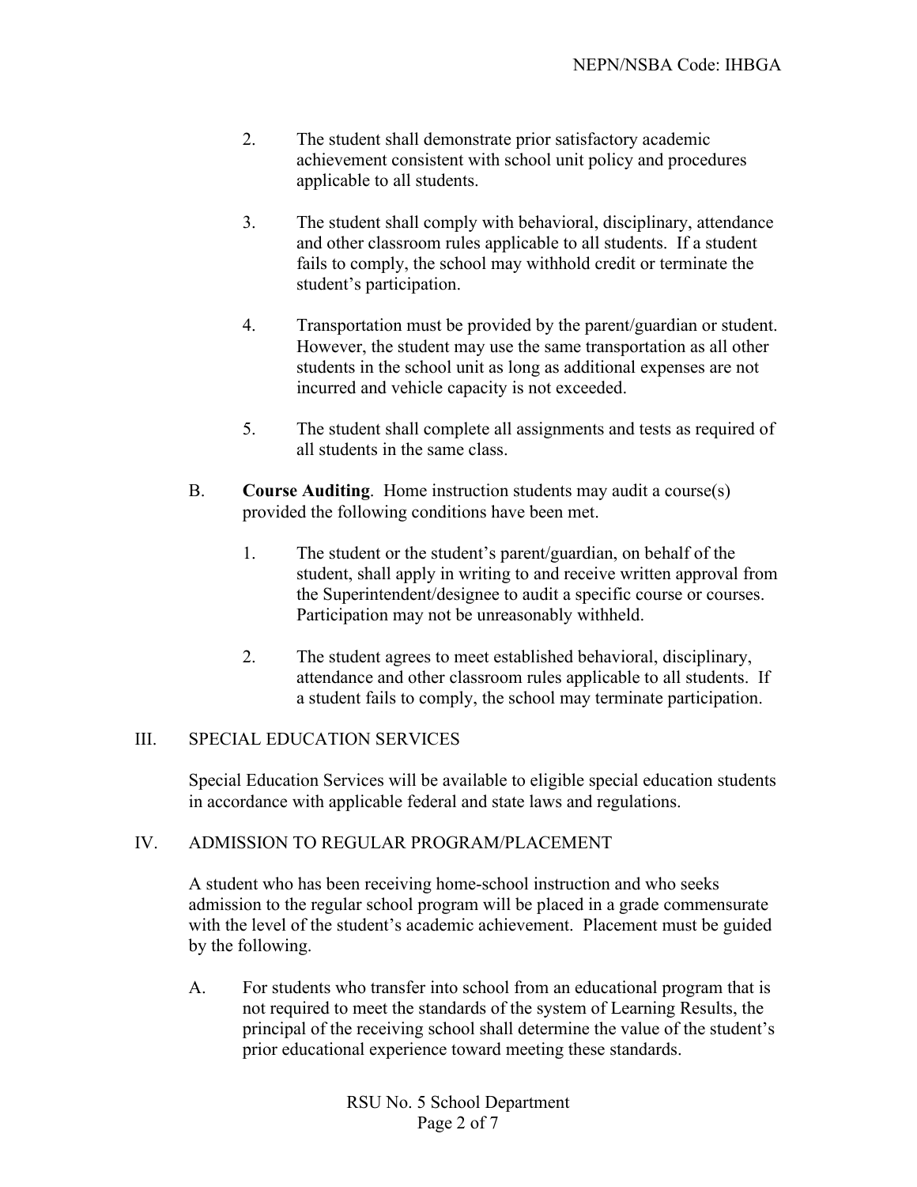2. The student shall demonstrate prior satisfactory academic achievement consistent with school unit policy and procedures applicable to all students.

3. The student shall comply with behavioral, disciplinary, attendance and other classroom rules applicable to all students. If a student fails to comply, the school may withhold credit or terminate the student's participation.

4. Transportation must be provided by the parent/guardian or student. However, the student may use the same transportation as all other students in the school unit as long as additional expenses are not incurred and vehicle capacity is not exceeded.

5. The student shall complete all assignments and tests as required of all students in the same class.

B. **Course Auditing**. Home instruction students may audit a course(s) provided the following conditions have been met.

   1. The student or the student's parent/guardian, on behalf of the student, shall apply in writing to and receive written approval from the Superintendent/designee to audit a specific course or courses. Participation may not be unreasonably withheld.

   2. The student agrees to meet established behavioral, disciplinary, attendance and other classroom rules applicable to all students. If a student fails to comply, the school may terminate participation.

## III. SPECIAL EDUCATION SERVICES

Special Education Services will be available to eligible special education students in accordance with applicable federal and state laws and regulations.

## IV. ADMISSION TO REGULAR PROGRAM/PLACEMENT

A student who has been receiving home-school instruction and who seeks admission to the regular school program will be placed in a grade commensurate with the level of the student's academic achievement. Placement must be guided by the following.

A. For students who transfer into school from an educational program that is not required to meet the standards of the system of Learning Results, the principal of the receiving school shall determine the value of the student's prior educational experience toward meeting these standards.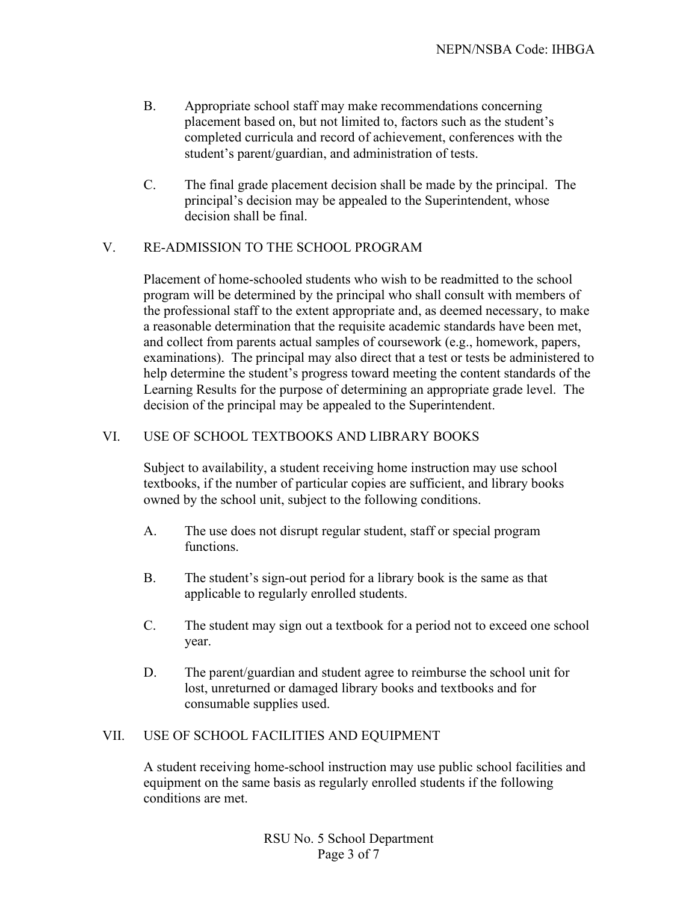B. Appropriate school staff may make recommendations concerning placement based on, but not limited to, factors such as the student's completed curricula and record of achievement, conferences with the student's parent/guardian, and administration of tests.

C. The final grade placement decision shall be made by the principal. The principal's decision may be appealed to the Superintendent, whose decision shall be final.

## V. RE-ADMISSION TO THE SCHOOL PROGRAM

Placement of home-schooled students who wish to be readmitted to the school program will be determined by the principal who shall consult with members of the professional staff to the extent appropriate and, as deemed necessary, to make a reasonable determination that the requisite academic standards have been met, and collect from parents actual samples of coursework (e.g., homework, papers, examinations). The principal may also direct that a test or tests be administered to help determine the student's progress toward meeting the content standards of the Learning Results for the purpose of determining an appropriate grade level. The decision of the principal may be appealed to the Superintendent.

## VI. USE OF SCHOOL TEXTBOOKS AND LIBRARY BOOKS

Subject to availability, a student receiving home instruction may use school textbooks, if the number of particular copies are sufficient, and library books owned by the school unit, subject to the following conditions.

A. The use does not disrupt regular student, staff or special program functions.

B. The student's sign-out period for a library book is the same as that applicable to regularly enrolled students.

C. The student may sign out a textbook for a period not to exceed one school year.

D. The parent/guardian and student agree to reimburse the school unit for lost, unreturned or damaged library books and textbooks and for consumable supplies used.

## VII. USE OF SCHOOL FACILITIES AND EQUIPMENT

A student receiving home-school instruction may use public school facilities and equipment on the same basis as regularly enrolled students if the following conditions are met.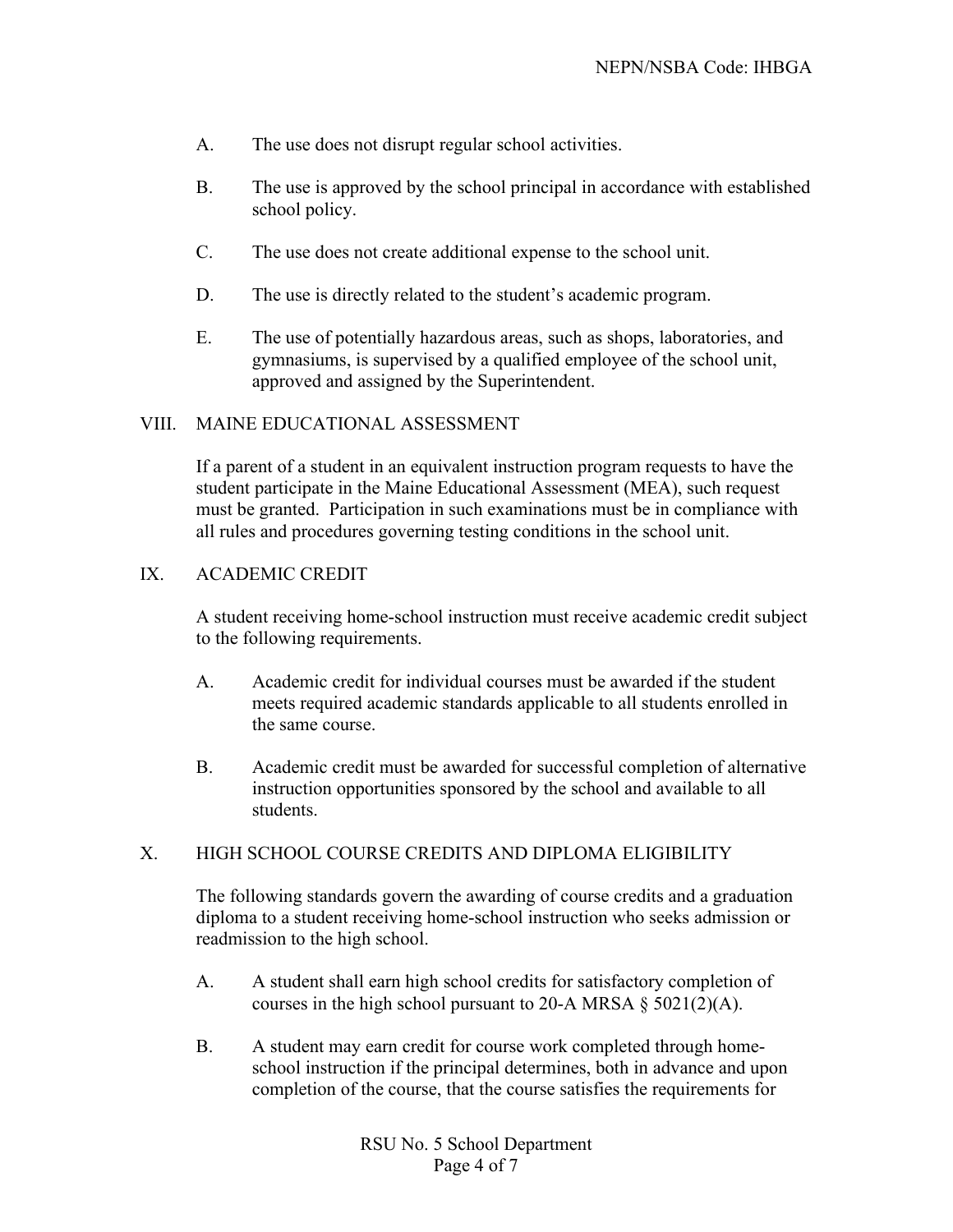A. The use does not disrupt regular school activities.

B. The use is approved by the school principal in accordance with established school policy.

C. The use does not create additional expense to the school unit.

D. The use is directly related to the student's academic program.

E. The use of potentially hazardous areas, such as shops, laboratories, and gymnasiums, is supervised by a qualified employee of the school unit, approved and assigned by the Superintendent.

## VIII. MAINE EDUCATIONAL ASSESSMENT

If a parent of a student in an equivalent instruction program requests to have the student participate in the Maine Educational Assessment (MEA), such request must be granted. Participation in such examinations must be in compliance with all rules and procedures governing testing conditions in the school unit.

## IX. ACADEMIC CREDIT

A student receiving home-school instruction must receive academic credit subject to the following requirements.

A. Academic credit for individual courses must be awarded if the student meets required academic standards applicable to all students enrolled in the same course.

B. Academic credit must be awarded for successful completion of alternative instruction opportunities sponsored by the school and available to all students.

## X. HIGH SCHOOL COURSE CREDITS AND DIPLOMA ELIGIBILITY

The following standards govern the awarding of course credits and a graduation diploma to a student receiving home-school instruction who seeks admission or readmission to the high school.

A. A student shall earn high school credits for satisfactory completion of courses in the high school pursuant to 20-A MRSA § 5021(2)(A).

B. A student may earn credit for course work completed through home-school instruction if the principal determines, both in advance and upon completion of the course, that the course satisfies the requirements for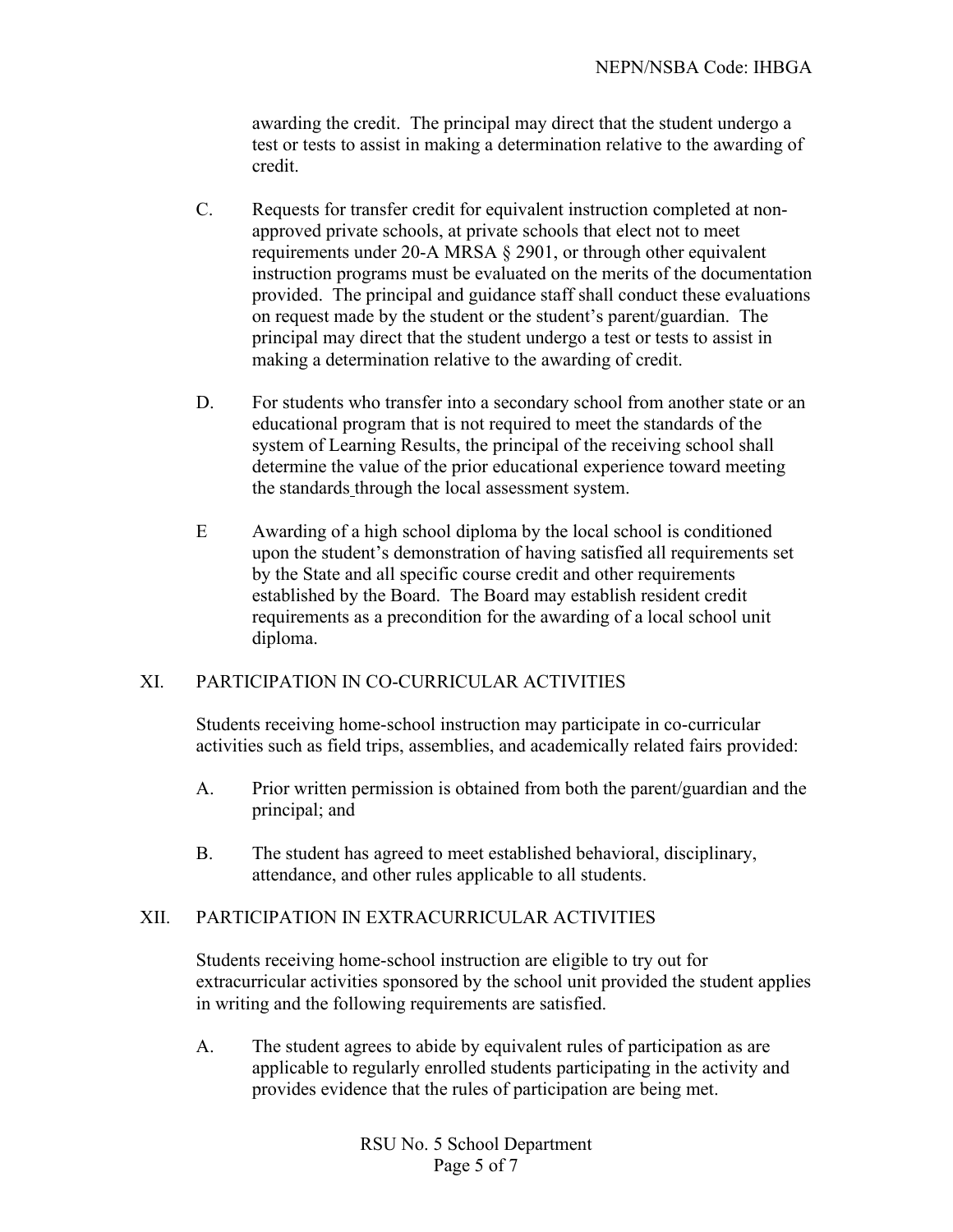awarding the credit. The principal may direct that the student undergo a test or tests to assist in making a determination relative to the awarding of credit.

C. Requests for transfer credit for equivalent instruction completed at non-approved private schools, at private schools that elect not to meet requirements under 20-A MRSA § 2901, or through other equivalent instruction programs must be evaluated on the merits of the documentation provided. The principal and guidance staff shall conduct these evaluations on request made by the student or the student's parent/guardian. The principal may direct that the student undergo a test or tests to assist in making a determination relative to the awarding of credit.

D. For students who transfer into a secondary school from another state or an educational program that is not required to meet the standards of the system of Learning Results, the principal of the receiving school shall determine the value of the prior educational experience toward meeting the standards through the local assessment system.

E Awarding of a high school diploma by the local school is conditioned upon the student's demonstration of having satisfied all requirements set by the State and all specific course credit and other requirements established by the Board. The Board may establish resident credit requirements as a precondition for the awarding of a local school unit diploma.

## XI. PARTICIPATION IN CO-CURRICULAR ACTIVITIES

Students receiving home-school instruction may participate in co-curricular activities such as field trips, assemblies, and academically related fairs provided:

A. Prior written permission is obtained from both the parent/guardian and the principal; and

B. The student has agreed to meet established behavioral, disciplinary, attendance, and other rules applicable to all students.

## XII. PARTICIPATION IN EXTRACURRICULAR ACTIVITIES

Students receiving home-school instruction are eligible to try out for extracurricular activities sponsored by the school unit provided the student applies in writing and the following requirements are satisfied.

A. The student agrees to abide by equivalent rules of participation as are applicable to regularly enrolled students participating in the activity and provides evidence that the rules of participation are being met.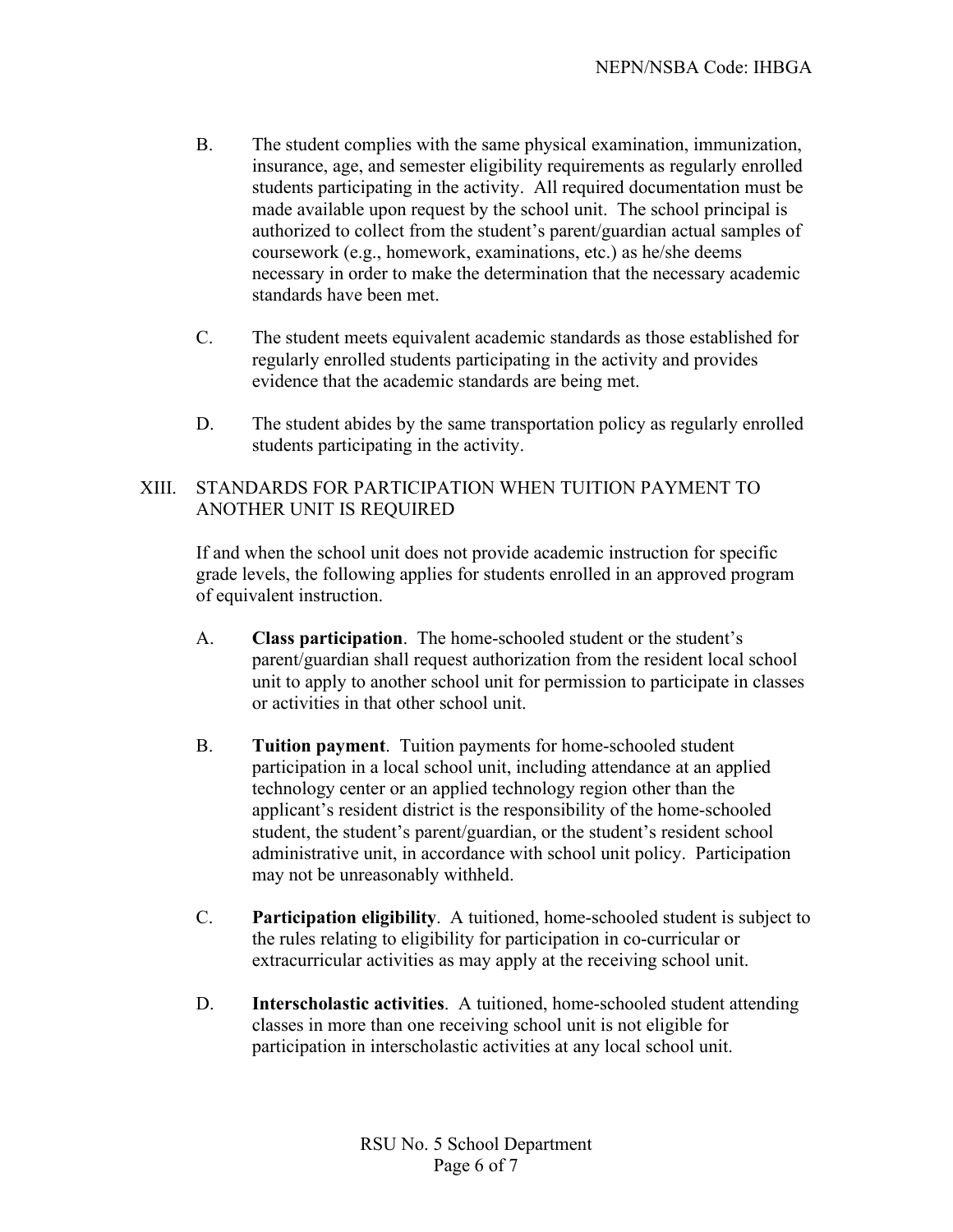B. The student complies with the same physical examination, immunization, insurance, age, and semester eligibility requirements as regularly enrolled students participating in the activity. All required documentation must be made available upon request by the school unit. The school principal is authorized to collect from the student's parent/guardian actual samples of coursework (e.g., homework, examinations, etc.) as he/she deems necessary in order to make the determination that the necessary academic standards have been met.

C. The student meets equivalent academic standards as those established for regularly enrolled students participating in the activity and provides evidence that the academic standards are being met.

D. The student abides by the same transportation policy as regularly enrolled students participating in the activity.

## XIII. STANDARDS FOR PARTICIPATION WHEN TUITION PAYMENT TO ANOTHER UNIT IS REQUIRED

If and when the school unit does not provide academic instruction for specific grade levels, the following applies for students enrolled in an approved program of equivalent instruction.

A. **Class participation**. The home-schooled student or the student's parent/guardian shall request authorization from the resident local school unit to apply to another school unit for permission to participate in classes or activities in that other school unit.

B. **Tuition payment**. Tuition payments for home-schooled student participation in a local school unit, including attendance at an applied technology center or an applied technology region other than the applicant's resident district is the responsibility of the home-schooled student, the student's parent/guardian, or the student's resident school administrative unit, in accordance with school unit policy. Participation may not be unreasonably withheld.

C. **Participation eligibility**. A tuitioned, home-schooled student is subject to the rules relating to eligibility for participation in co-curricular or extracurricular activities as may apply at the receiving school unit.

D. **Interscholastic activities**. A tuitioned, home-schooled student attending classes in more than one receiving school unit is not eligible for participation in interscholastic activities at any local school unit.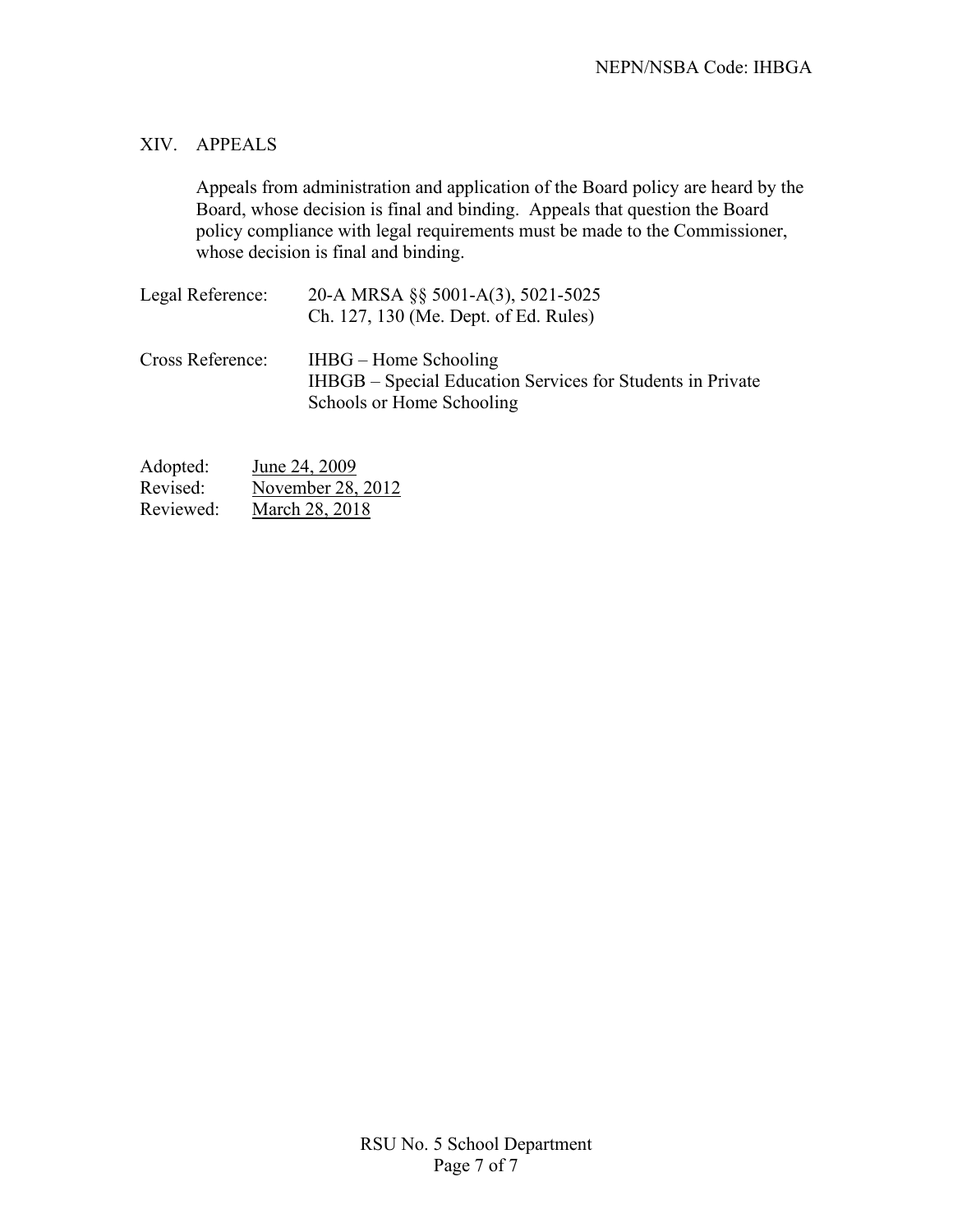## XIV. APPEALS

Appeals from administration and application of the Board policy are heard by the Board, whose decision is final and binding. Appeals that question the Board policy compliance with legal requirements must be made to the Commissioner, whose decision is final and binding.

Legal Reference: 20-A MRSA §§ 5001-A(3), 5021-5025
Ch. 127, 130 (Me. Dept. of Ed. Rules)

Cross Reference: IHBG – Home Schooling
IHBGB – Special Education Services for Students in Private Schools or Home Schooling

Adopted: June 24, 2009
Revised: November 28, 2012
Reviewed: March 28, 2018